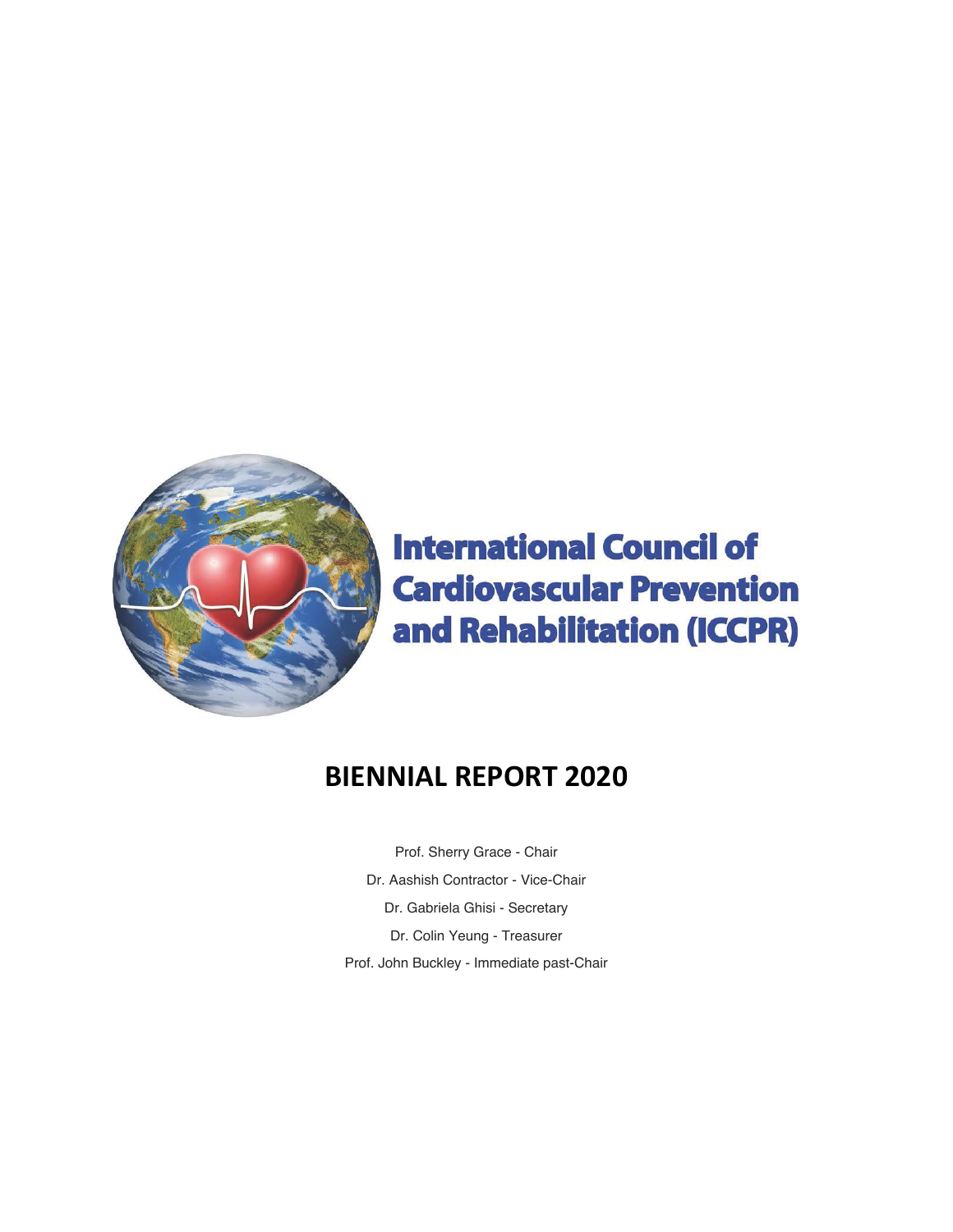# International Council of Cardiovascular Prevention and Rehabilitation (ICCPR)

## BIENNIAL REPORT 2020

Prof. Sherry Grace - Chair

Dr. Aashish Contractor - Vice-Chair

Dr. Gabriela Ghisi - Secretary

Dr. Colin Yeung - Treasurer

Prof. John Buckley - Immediate past-Chair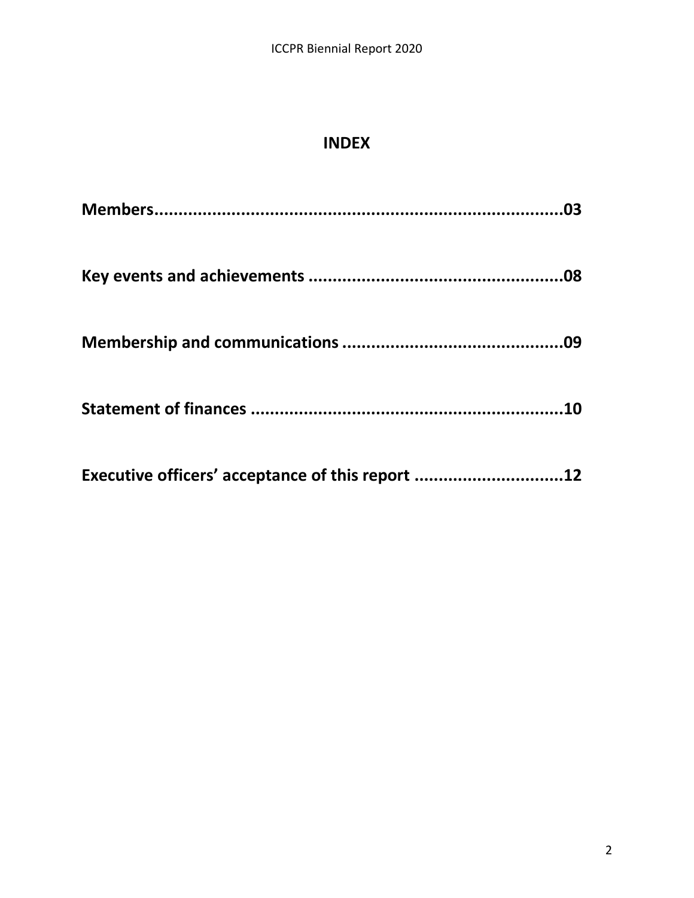# INDEX

**Members.....................................................................................03**

**Key events and achievements .....................................................08**

**Membership and communications ..............................................09**

**Statement of finances .................................................................10**

**Executive officers' acceptance of this report ...............................12**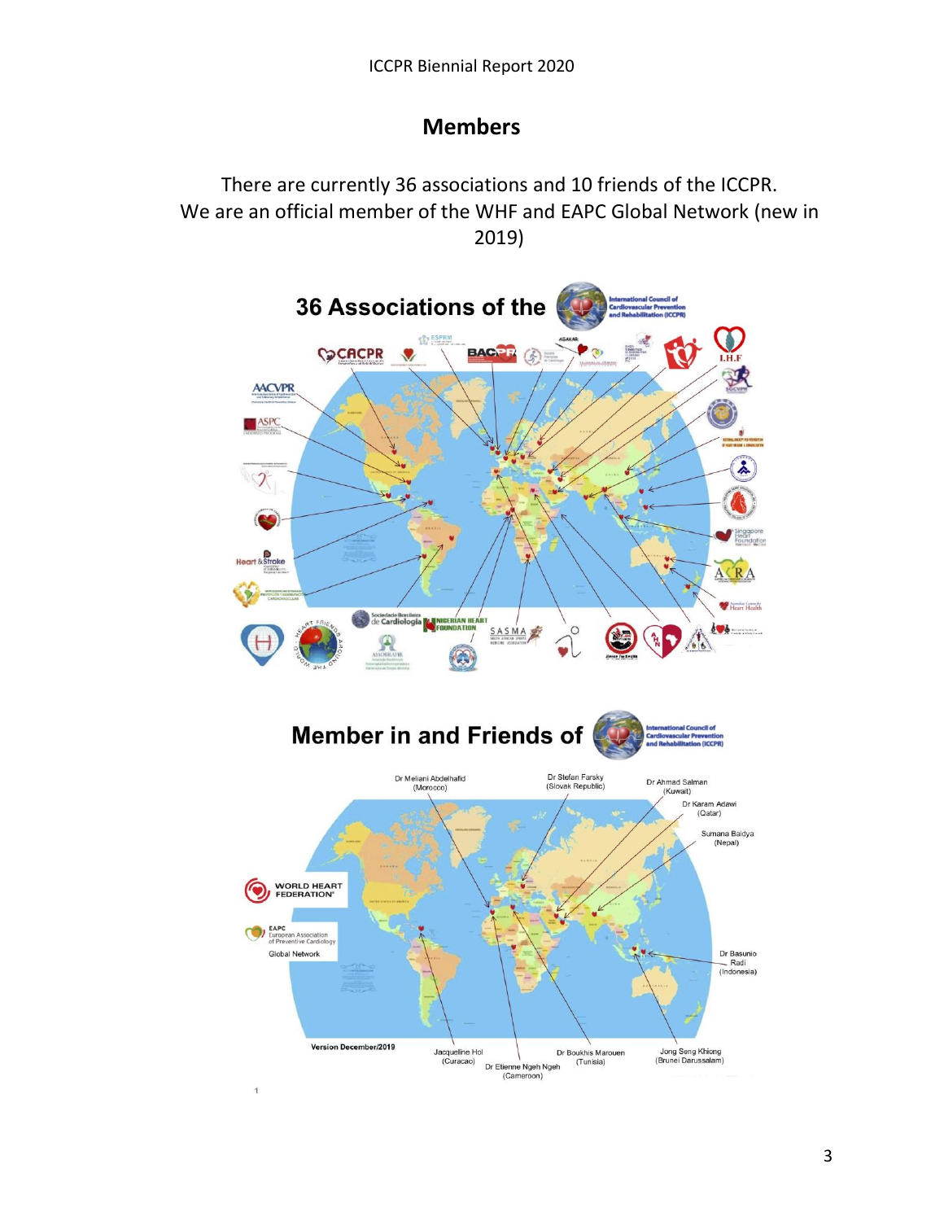## Members

There are currently 36 associations and 10 friends of the ICCPR.
We are an official member of the WHF and EAPC Global Network (new in 2019)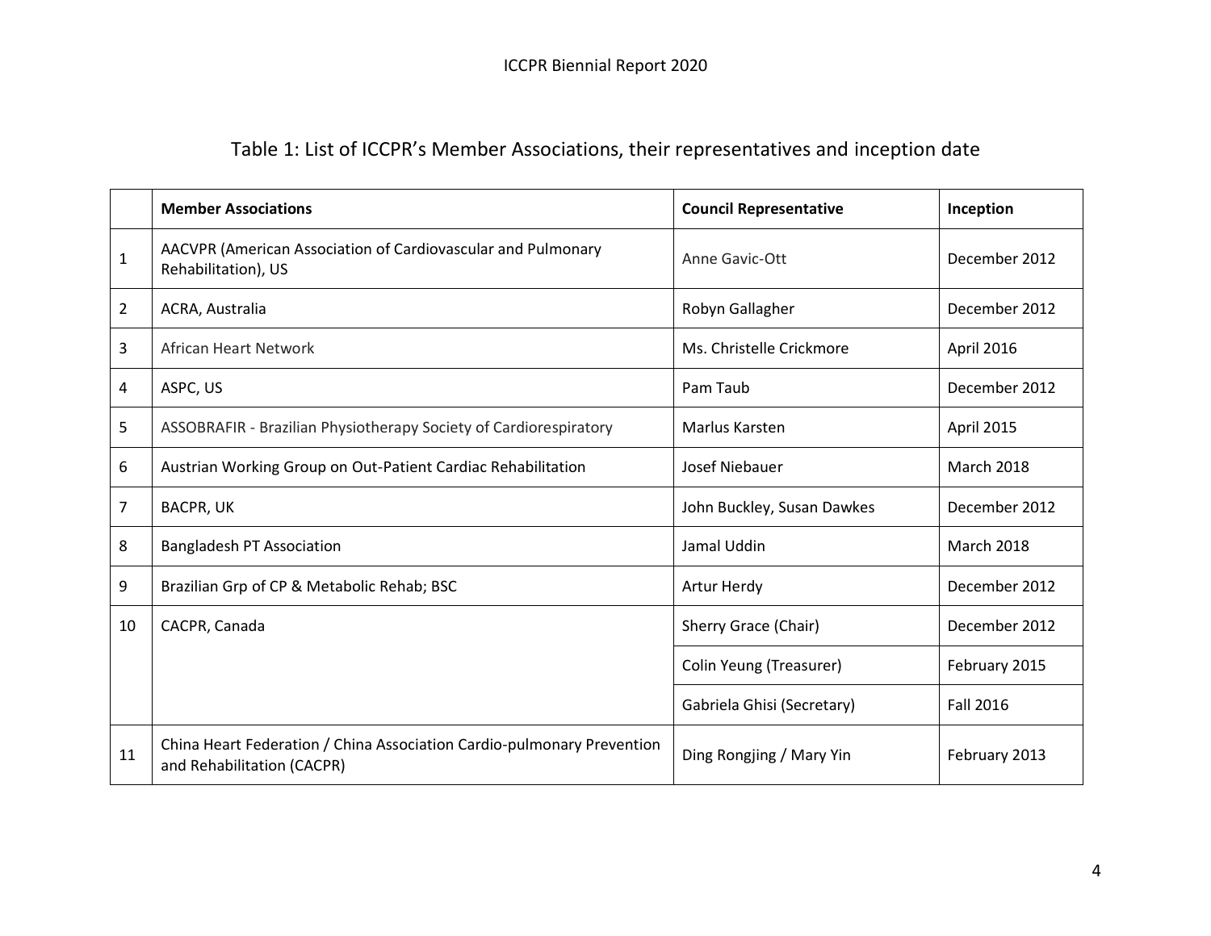Table 1: List of ICCPR's Member Associations, their representatives and inception date

| | Member Associations | Council Representative | Inception |
|---|---|---|---|
| 1 | AACVPR (American Association of Cardiovascular and Pulmonary Rehabilitation), US | Anne Gavic-Ott | December 2012 |
| 2 | ACRA, Australia | Robyn Gallagher | December 2012 |
| 3 | African Heart Network | Ms. Christelle Crickmore | April 2016 |
| 4 | ASPC, US | Pam Taub | December 2012 |
| 5 | ASSOBRAFIR - Brazilian Physiotherapy Society of Cardiorespiratory | Marlus Karsten | April 2015 |
| 6 | Austrian Working Group on Out-Patient Cardiac Rehabilitation | Josef Niebauer | March 2018 |
| 7 | BACPR, UK | John Buckley, Susan Dawkes | December 2012 |
| 8 | Bangladesh PT Association | Jamal Uddin | March 2018 |
| 9 | Brazilian Grp of CP & Metabolic Rehab; BSC | Artur Herdy | December 2012 |
| 10 | CACPR, Canada | Sherry Grace (Chair) | December 2012 |
| | | Colin Yeung (Treasurer) | February 2015 |
| | | Gabriela Ghisi (Secretary) | Fall 2016 |
| 11 | China Heart Federation / China Association Cardio-pulmonary Prevention and Rehabilitation (CACPR) | Ding Rongjing / Mary Yin | February 2013 |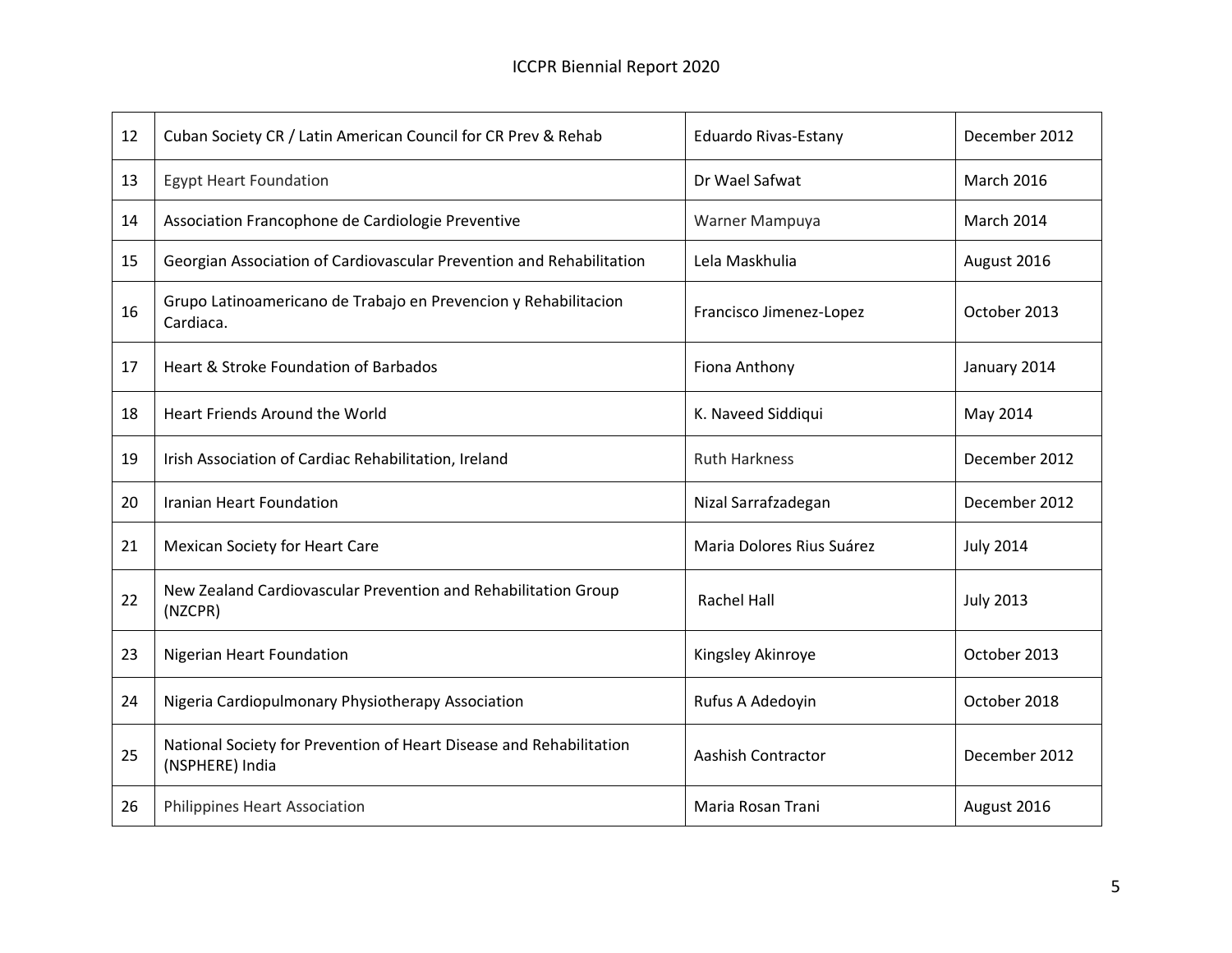| 12 | Cuban Society CR / Latin American Council for CR Prev & Rehab | Eduardo Rivas-Estany | December 2012 |
|---|---|---|---|
| 13 | Egypt Heart Foundation | Dr Wael Safwat | March 2016 |
| 14 | Association Francophone de Cardiologie Preventive | Warner Mampuya | March 2014 |
| 15 | Georgian Association of Cardiovascular Prevention and Rehabilitation | Lela Maskhulia | August 2016 |
| 16 | Grupo Latinoamericano de Trabajo en Prevencion y Rehabilitacion Cardiaca. | Francisco Jimenez-Lopez | October 2013 |
| 17 | Heart & Stroke Foundation of Barbados | Fiona Anthony | January 2014 |
| 18 | Heart Friends Around the World | K. Naveed Siddiqui | May 2014 |
| 19 | Irish Association of Cardiac Rehabilitation, Ireland | Ruth Harkness | December 2012 |
| 20 | Iranian Heart Foundation | Nizal Sarrafzadegan | December 2012 |
| 21 | Mexican Society for Heart Care | Maria Dolores Rius Suárez | July 2014 |
| 22 | New Zealand Cardiovascular Prevention and Rehabilitation Group (NZCPR) | Rachel Hall | July 2013 |
| 23 | Nigerian Heart Foundation | Kingsley Akinroye | October 2013 |
| 24 | Nigeria Cardiopulmonary Physiotherapy Association | Rufus A Adedoyin | October 2018 |
| 25 | National Society for Prevention of Heart Disease and Rehabilitation (NSPHERE) India | Aashish Contractor | December 2012 |
| 26 | Philippines Heart Association | Maria Rosan Trani | August 2016 |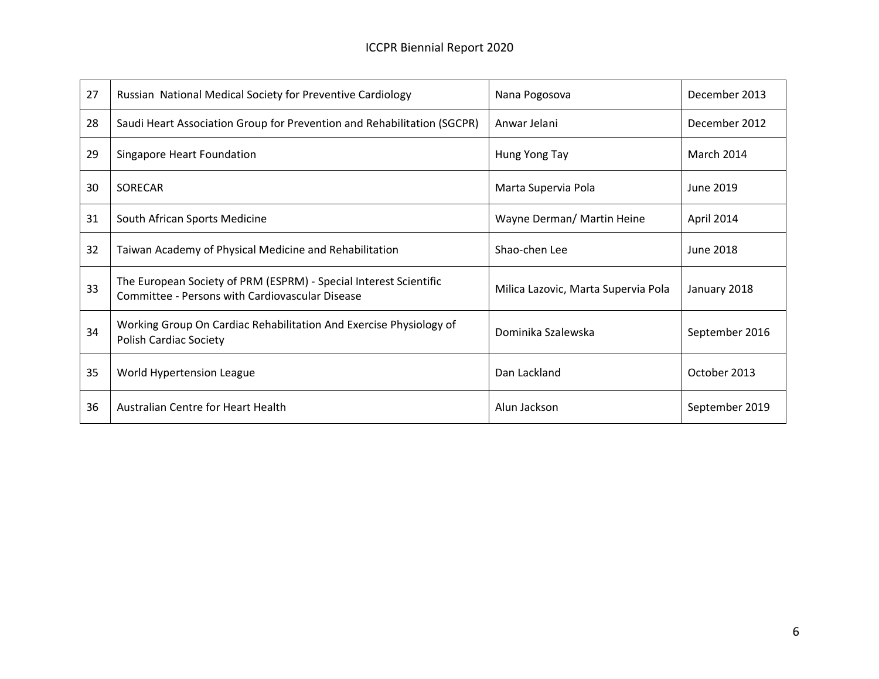| 27 | Russian  National Medical Society for Preventive Cardiology | Nana Pogosova | December 2013 |
|---|---|---|---|
| 28 | Saudi Heart Association Group for Prevention and Rehabilitation (SGCPR) | Anwar Jelani | December 2012 |
| 29 | Singapore Heart Foundation | Hung Yong Tay | March 2014 |
| 30 | SORECAR | Marta Supervia Pola | June 2019 |
| 31 | South African Sports Medicine | Wayne Derman/ Martin Heine | April 2014 |
| 32 | Taiwan Academy of Physical Medicine and Rehabilitation | Shao-chen Lee | June 2018 |
| 33 | The European Society of PRM (ESPRM) - Special Interest Scientific Committee - Persons with Cardiovascular Disease | Milica Lazovic, Marta Supervia Pola | January 2018 |
| 34 | Working Group On Cardiac Rehabilitation And Exercise Physiology of Polish Cardiac Society | Dominika Szalewska | September 2016 |
| 35 | World Hypertension League | Dan Lackland | October 2013 |
| 36 | Australian Centre for Heart Health | Alun Jackson | September 2019 |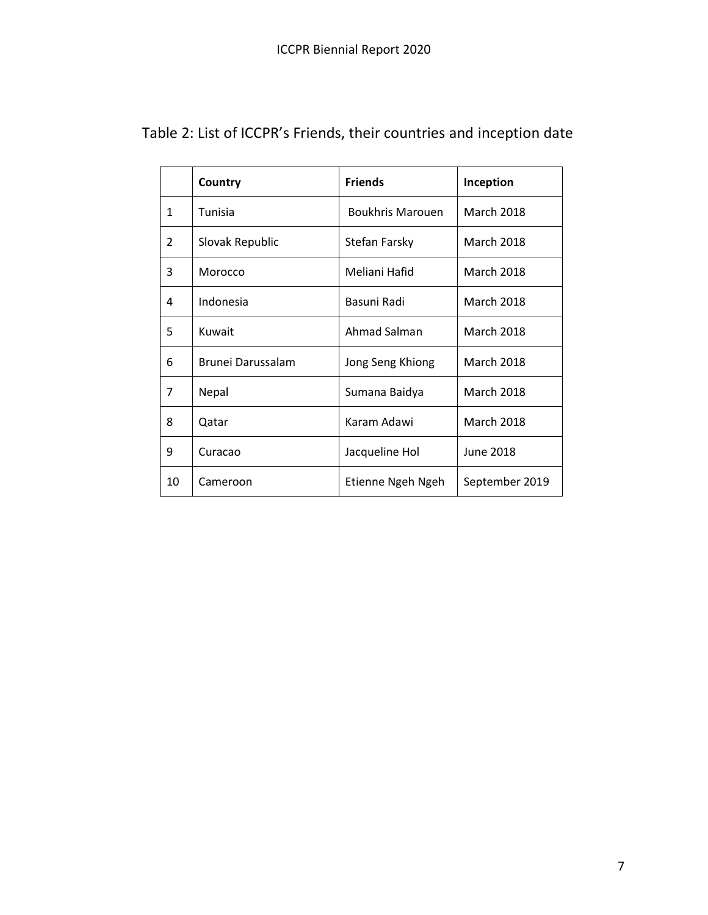Table 2: List of ICCPR's Friends, their countries and inception date

| | Country | Friends | Inception |
|---|---|---|---|
| 1 | Tunisia | Boukhris Marouen | March 2018 |
| 2 | Slovak Republic | Stefan Farsky | March 2018 |
| 3 | Morocco | Meliani Hafid | March 2018 |
| 4 | Indonesia | Basuni Radi | March 2018 |
| 5 | Kuwait | Ahmad Salman | March 2018 |
| 6 | Brunei Darussalam | Jong Seng Khiong | March 2018 |
| 7 | Nepal | Sumana Baidya | March 2018 |
| 8 | Qatar | Karam Adawi | March 2018 |
| 9 | Curacao | Jacqueline Hol | June 2018 |
| 10 | Cameroon | Etienne Ngeh Ngeh | September 2019 |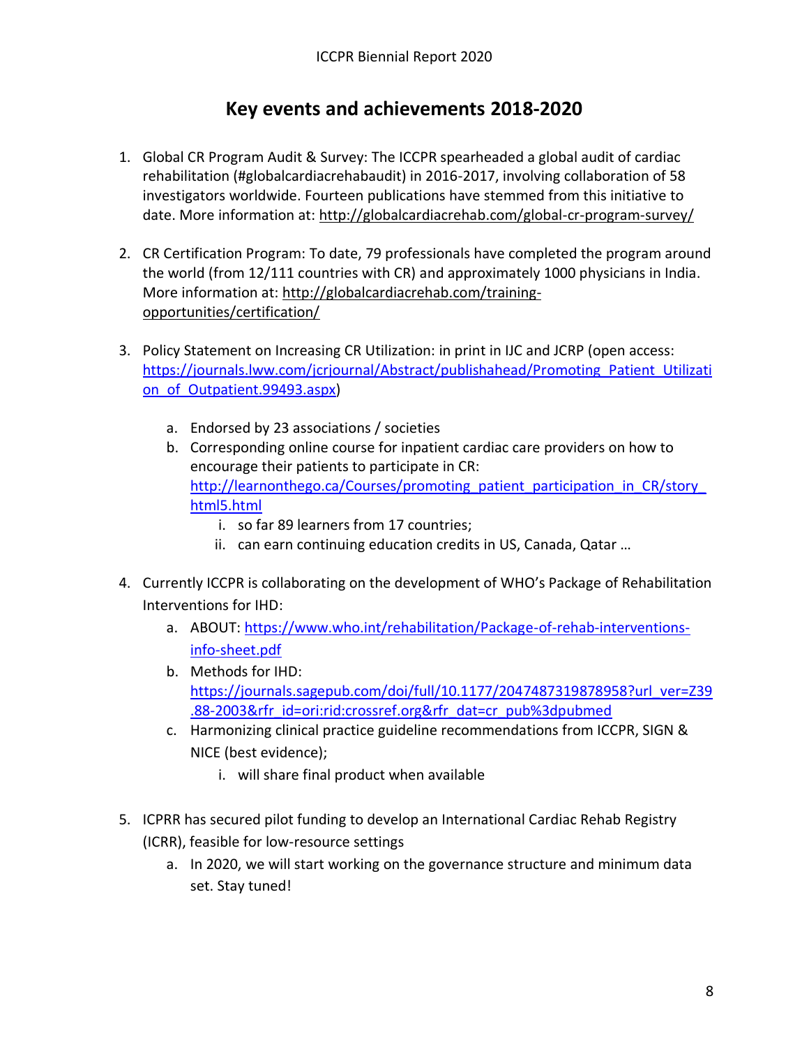# Key events and achievements 2018-2020

1. Global CR Program Audit & Survey: The ICCPR spearheaded a global audit of cardiac rehabilitation (#globalcardiacrehabaudit) in 2016-2017, involving collaboration of 58 investigators worldwide. Fourteen publications have stemmed from this initiative to date. More information at: http://globalcardiacrehab.com/global-cr-program-survey/

2. CR Certification Program: To date, 79 professionals have completed the program around the world (from 12/111 countries with CR) and approximately 1000 physicians in India. More information at: http://globalcardiacrehab.com/training-opportunities/certification/

3. Policy Statement on Increasing CR Utilization: in print in IJC and JCRP (open access: https://journals.lww.com/jcrjournal/Abstract/publishahead/Promoting_Patient_Utilization_of_Outpatient.99493.aspx)

   a. Endorsed by 23 associations / societies
   b. Corresponding online course for inpatient cardiac care providers on how to encourage their patients to participate in CR: http://learnonthego.ca/Courses/promoting_patient_participation_in_CR/story_html5.html
      i. so far 89 learners from 17 countries;
      ii. can earn continuing education credits in US, Canada, Qatar …

4. Currently ICCPR is collaborating on the development of WHO's Package of Rehabilitation Interventions for IHD:

   a. ABOUT: https://www.who.int/rehabilitation/Package-of-rehab-interventions-info-sheet.pdf
   b. Methods for IHD: https://journals.sagepub.com/doi/full/10.1177/2047487319878958?url_ver=Z39.88-2003&rfr_id=ori:rid:crossref.org&rfr_dat=cr_pub%3dpubmed
   c. Harmonizing clinical practice guideline recommendations from ICCPR, SIGN & NICE (best evidence);
      i. will share final product when available

5. ICPRR has secured pilot funding to develop an International Cardiac Rehab Registry (ICRR), feasible for low-resource settings

   a. In 2020, we will start working on the governance structure and minimum data set. Stay tuned!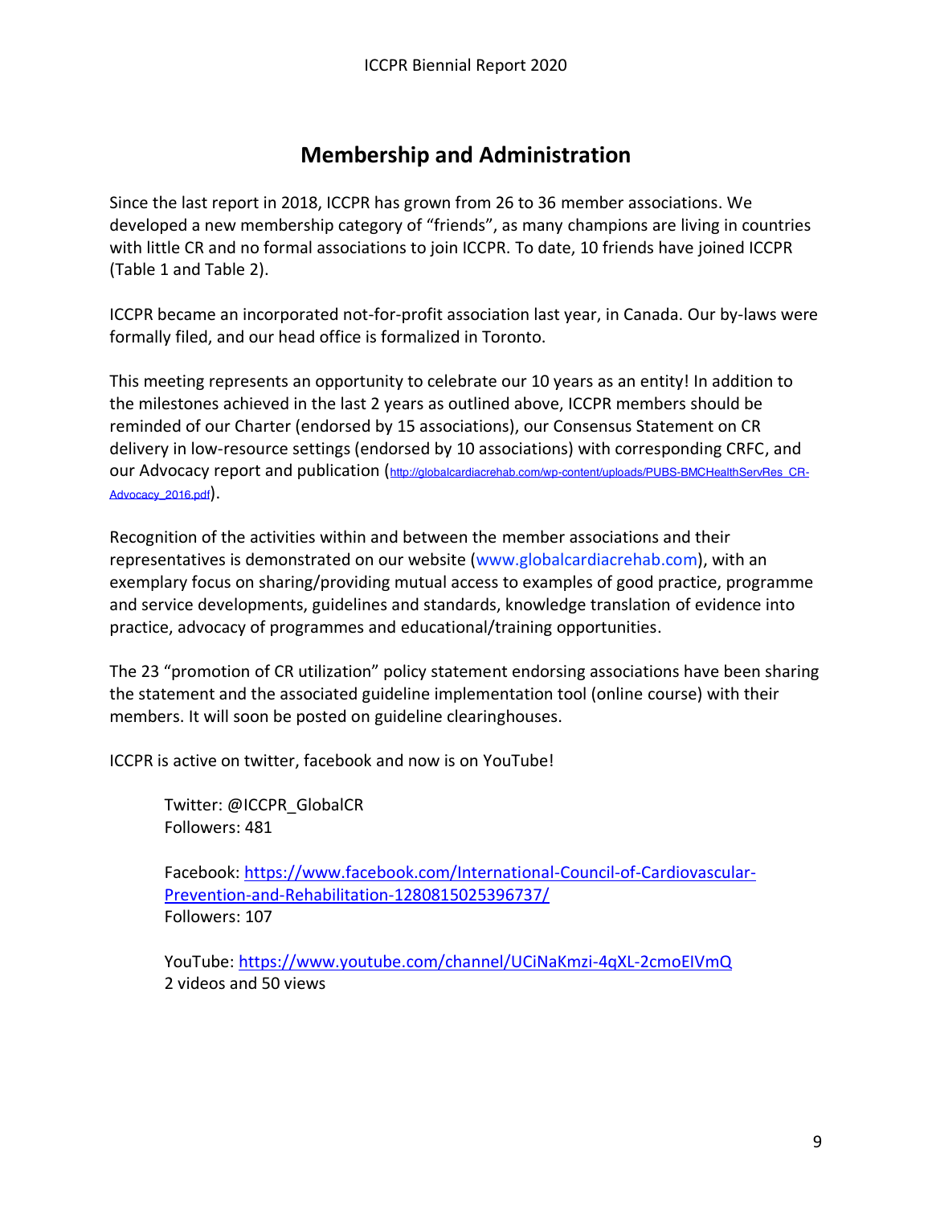## Membership and Administration

Since the last report in 2018, ICCPR has grown from 26 to 36 member associations. We developed a new membership category of "friends", as many champions are living in countries with little CR and no formal associations to join ICCPR. To date, 10 friends have joined ICCPR (Table 1 and Table 2).

ICCPR became an incorporated not-for-profit association last year, in Canada. Our by-laws were formally filed, and our head office is formalized in Toronto.

This meeting represents an opportunity to celebrate our 10 years as an entity! In addition to the milestones achieved in the last 2 years as outlined above, ICCPR members should be reminded of our Charter (endorsed by 15 associations), our Consensus Statement on CR delivery in low-resource settings (endorsed by 10 associations) with corresponding CRFC, and our Advocacy report and publication (http://globalcardiacrehab.com/wp-content/uploads/PUBS-BMCHealthServRes_CR-Advocacy_2016.pdf).

Recognition of the activities within and between the member associations and their representatives is demonstrated on our website (www.globalcardiacrehab.com), with an exemplary focus on sharing/providing mutual access to examples of good practice, programme and service developments, guidelines and standards, knowledge translation of evidence into practice, advocacy of programmes and educational/training opportunities.

The 23 "promotion of CR utilization" policy statement endorsing associations have been sharing the statement and the associated guideline implementation tool (online course) with their members. It will soon be posted on guideline clearinghouses.

ICCPR is active on twitter, facebook and now is on YouTube!

Twitter: @ICCPR_GlobalCR
Followers: 481

Facebook: https://www.facebook.com/International-Council-of-Cardiovascular-Prevention-and-Rehabilitation-1280815025396737/
Followers: 107

YouTube: https://www.youtube.com/channel/UCiNaKmzi-4qXL-2cmoEIVmQ
2 videos and 50 views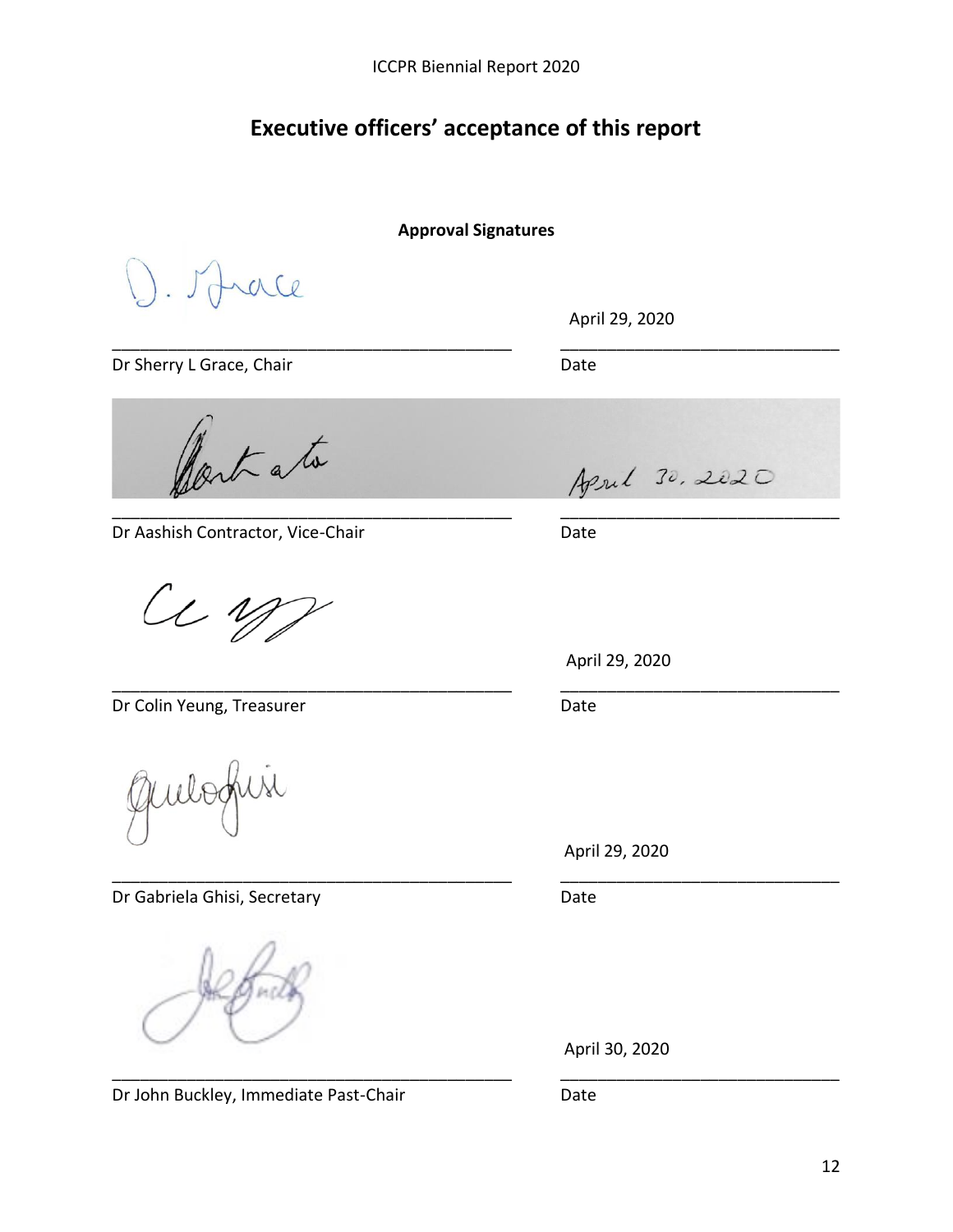# Executive officers' acceptance of this report

**Approval Signatures**

| | |
|---|---|
| | April 29, 2020 |
| Dr Sherry L Grace, Chair | Date |
| | April 30, 2020 |
| Dr Aashish Contractor, Vice-Chair | Date |
| | April 29, 2020 |
| Dr Colin Yeung, Treasurer | Date |
| | April 29, 2020 |
| Dr Gabriela Ghisi, Secretary | Date |
| | April 30, 2020 |
| Dr John Buckley, Immediate Past-Chair | Date |